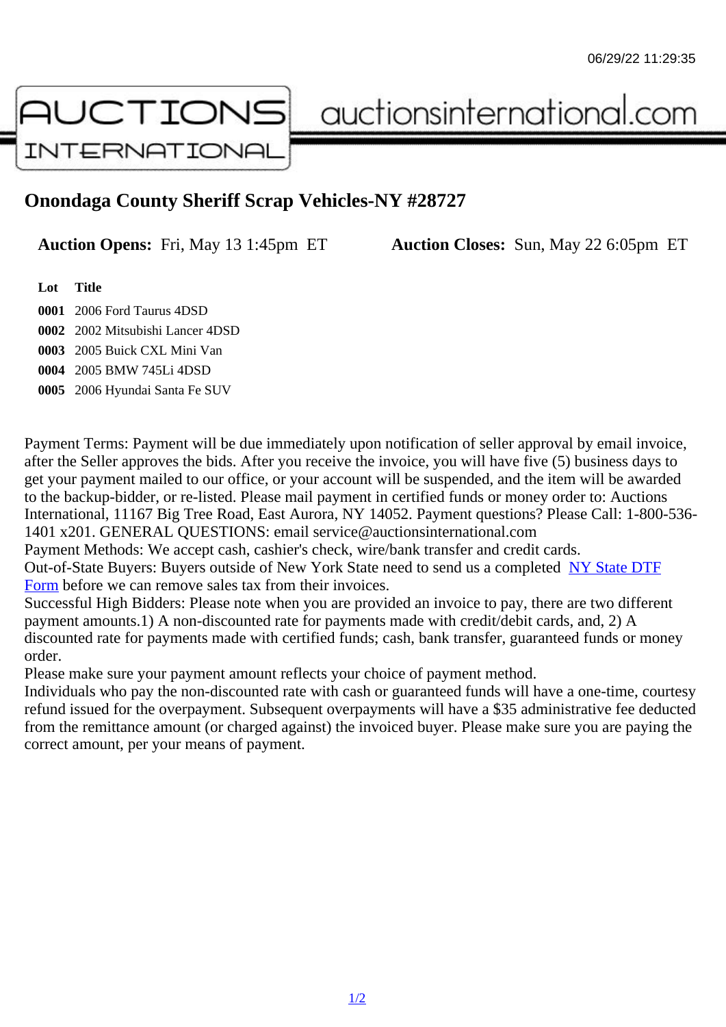# Onondaga County Sheriff Scrap Vehicles-NY #28727

**Auction Opens:** Fri, May 13 1:45pm ET **Auction Closes:** Sun, May 22 6:05pm ET

| Lot | Title |
| --- | --- |
| **0001** | 2006 Ford Taurus 4DSD |
| **0002** | 2002 Mitsubishi Lancer 4DSD |
| **0003** | 2005 Buick CXL Mini Van |
| **0004** | 2005 BMW 745Li 4DSD |
| **0005** | 2006 Hyundai Santa Fe SUV |

Payment Terms: Payment will be due immediately upon notification of seller approval by email invoice, after the Seller approves the bids. After you receive the invoice, you will have five (5) business days to get your payment mailed to our office, or your account will be suspended, and the item will be awarded to the backup-bidder, or re-listed. Please mail payment in certified funds or money order to: Auctions International, 11167 Big Tree Road, East Aurora, NY 14052. Payment questions? Please Call: 1-800-536-1401 x201. GENERAL QUESTIONS: email service@auctionsinternational.com

Payment Methods: We accept cash, cashier's check, wire/bank transfer and credit cards.

Out-of-State Buyers: Buyers outside of New York State need to send us a completed NY State DTF Form before we can remove sales tax from their invoices.

Successful High Bidders: Please note when you are provided an invoice to pay, there are two different payment amounts.1) A non-discounted rate for payments made with credit/debit cards, and, 2) A discounted rate for payments made with certified funds; cash, bank transfer, guaranteed funds or money order.

Please make sure your payment amount reflects your choice of payment method.

Individuals who pay the non-discounted rate with cash or guaranteed funds will have a one-time, courtesy refund issued for the overpayment. Subsequent overpayments will have a $35 administrative fee deducted from the remittance amount (or charged against) the invoiced buyer. Please make sure you are paying the correct amount, per your means of payment.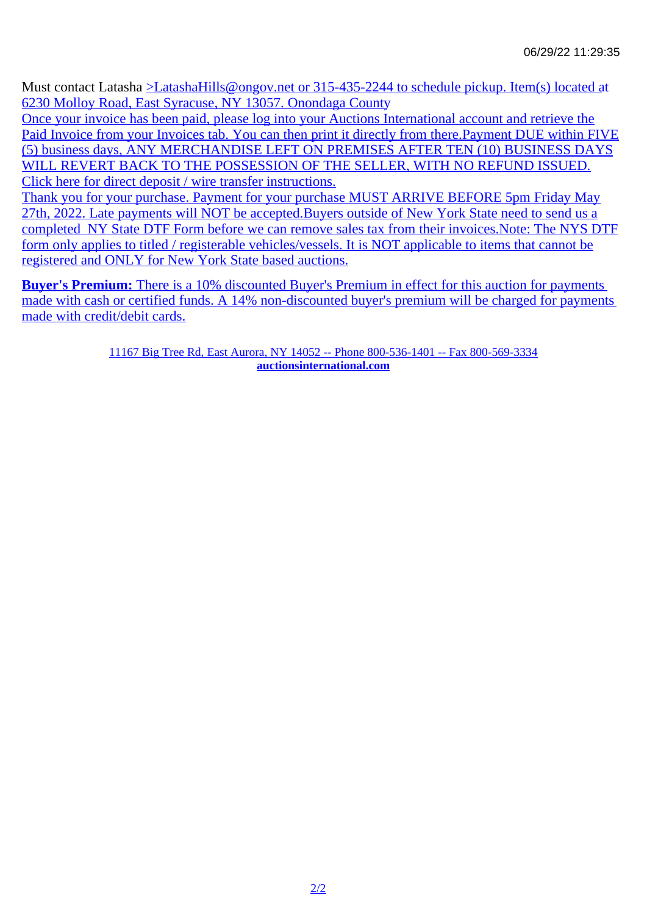Must contact Latasha >LatashaHills@ongov.net or 315-435-2244 to schedule pickup. Item(s) located at 6230 Molloy Road, East Syracuse, NY 13057. Onondaga County

Once your invoice has been paid, please log into your Auctions International account and retrieve the Paid Invoice from your Invoices tab. You can then print it directly from there.Payment DUE within FIVE (5) business days, ANY MERCHANDISE LEFT ON PREMISES AFTER TEN (10) BUSINESS DAYS WILL REVERT BACK TO THE POSSESSION OF THE SELLER, WITH NO REFUND ISSUED.

Click here for direct deposit / wire transfer instructions.

Thank you for your purchase. Payment for your purchase MUST ARRIVE BEFORE 5pm Friday May 27th, 2022. Late payments will NOT be accepted.Buyers outside of New York State need to send us a completed NY State DTF Form before we can remove sales tax from their invoices.Note: The NYS DTF form only applies to titled / registerable vehicles/vessels. It is NOT applicable to items that cannot be registered and ONLY for New York State based auctions.

**Buyer's Premium:** There is a 10% discounted Buyer's Premium in effect for this auction for payments made with cash or certified funds. A 14% non-discounted buyer's premium will be charged for payments made with credit/debit cards.

11167 Big Tree Rd, East Aurora, NY 14052 -- Phone 800-536-1401 -- Fax 800-569-3334

**auctionsinternational.com**